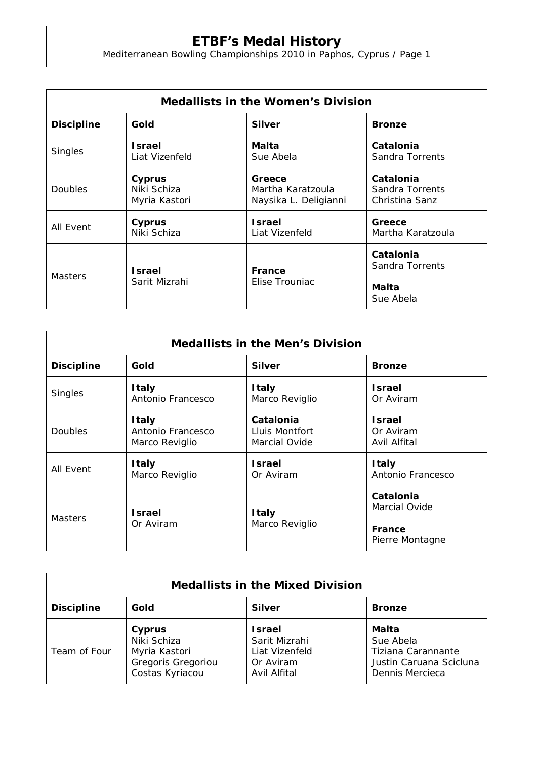# ETBF's Medal History

Mediterranean Bowling Championships 2010 in Paphos, Cyprus / Page 1

## Medallists in the Women's Division

| Discipline | Gold | Silver | Bronze |
|---|---|---|---|
| Singles | **Israel**<br>Liat Vizenfeld | **Malta**<br>Sue Abela | **Catalonia**<br>Sandra Torrents |
| Doubles | **Cyprus**<br>Niki Schiza<br>Myria Kastori | **Greece**<br>Martha Karatzoula<br>Naysika L. Deligianni | **Catalonia**<br>Sandra Torrents<br>Christina Sanz |
| All Event | **Cyprus**<br>Niki Schiza | **Israel**<br>Liat Vizenfeld | **Greece**<br>Martha Karatzoula |
| Masters | **Israel**<br>Sarit Mizrahi | **France**<br>Elise Trouniac | **Catalonia**<br>Sandra Torrents<br><br>**Malta**<br>Sue Abela |

## Medallists in the Men's Division

| Discipline | Gold | Silver | Bronze |
|---|---|---|---|
| Singles | **Italy**<br>Antonio Francesco | **Italy**<br>Marco Reviglio | **Israel**<br>Or Aviram |
| Doubles | **Italy**<br>Antonio Francesco<br>Marco Reviglio | **Catalonia**<br>Lluis Montfort<br>Marcial Ovide | **Israel**<br>Or Aviram<br>Avil Alfital |
| All Event | **Italy**<br>Marco Reviglio | **Israel**<br>Or Aviram | **Italy**<br>Antonio Francesco |
| Masters | **Israel**<br>Or Aviram | **Italy**<br>Marco Reviglio | **Catalonia**<br>Marcial Ovide<br><br>**France**<br>Pierre Montagne |

## Medallists in the Mixed Division

| Discipline | Gold | Silver | Bronze |
|---|---|---|---|
| Team of Four | **Cyprus**<br>Niki Schiza<br>Myria Kastori<br>Gregoris Gregoriou<br>Costas Kyriacou | **Israel**<br>Sarit Mizrahi<br>Liat Vizenfeld<br>Or Aviram<br>Avil Alfital | **Malta**<br>Sue Abela<br>Tiziana Carannante<br>Justin Caruana Scicluna<br>Dennis Mercieca |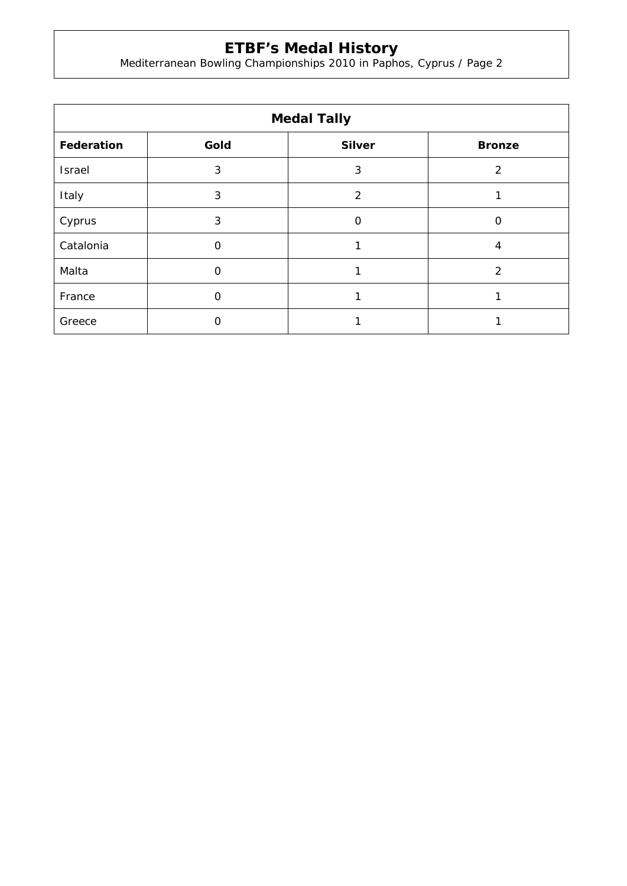| Medal Tally | | | |
|---|---|---|---|
| **Federation** | **Gold** | **Silver** | **Bronze** |
| Israel | 3 | 3 | 2 |
| Italy | 3 | 2 | 1 |
| Cyprus | 3 | 0 | 0 |
| Catalonia | 0 | 1 | 4 |
| Malta | 0 | 1 | 2 |
| France | 0 | 1 | 1 |
| Greece | 0 | 1 | 1 |